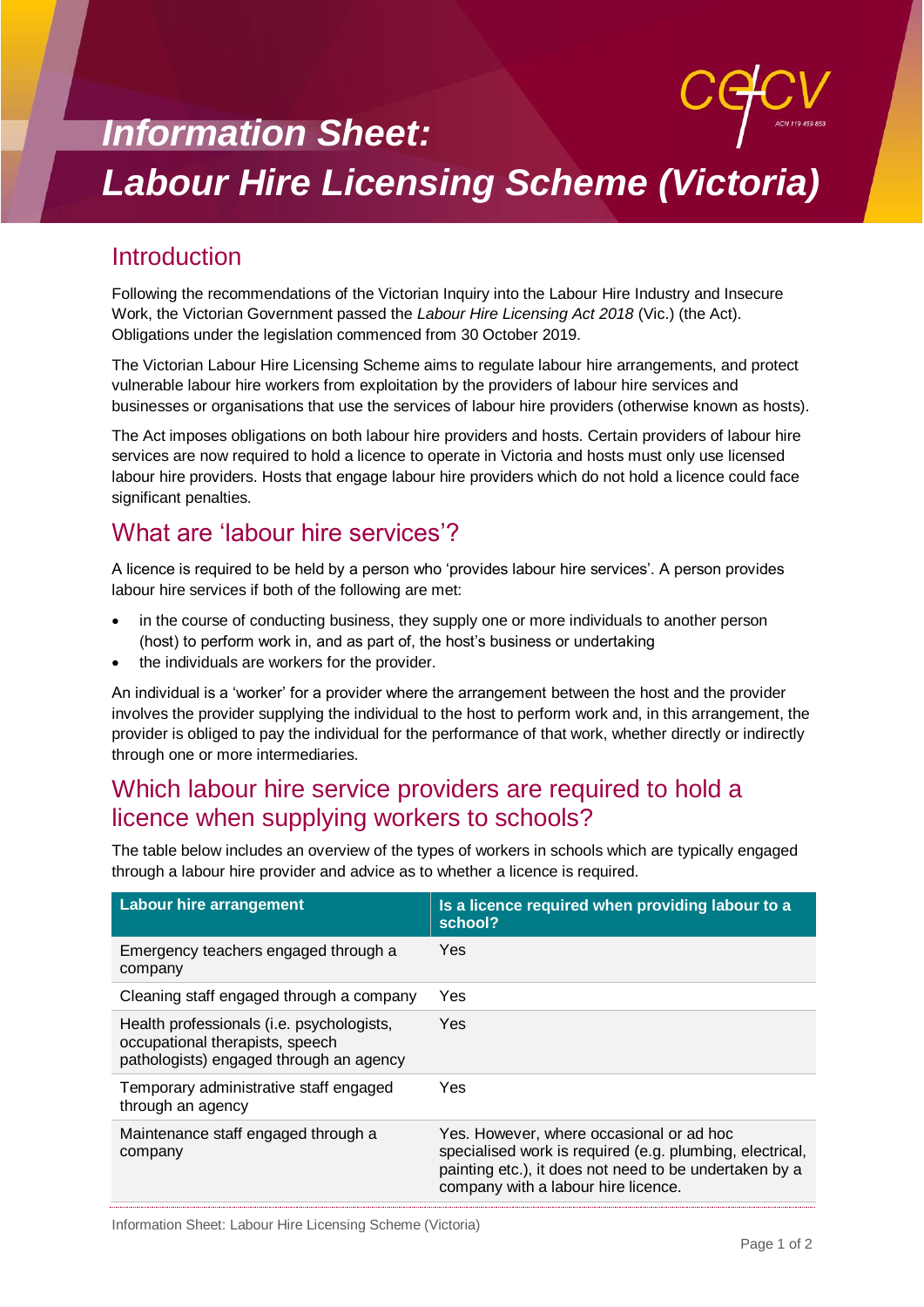# Information Sheet: Labour Hire Licensing Scheme (Victoria)

## Introduction

Following the recommendations of the Victorian Inquiry into the Labour Hire Industry and Insecure Work, the Victorian Government passed the *Labour Hire Licensing Act 2018* (Vic.) (the Act). Obligations under the legislation commenced from 30 October 2019.

The Victorian Labour Hire Licensing Scheme aims to regulate labour hire arrangements, and protect vulnerable labour hire workers from exploitation by the providers of labour hire services and businesses or organisations that use the services of labour hire providers (otherwise known as hosts).

The Act imposes obligations on both labour hire providers and hosts. Certain providers of labour hire services are now required to hold a licence to operate in Victoria and hosts must only use licensed labour hire providers. Hosts that engage labour hire providers which do not hold a licence could face significant penalties.

## What are 'labour hire services'?

A licence is required to be held by a person who 'provides labour hire services'. A person provides labour hire services if both of the following are met:

- in the course of conducting business, they supply one or more individuals to another person (host) to perform work in, and as part of, the host's business or undertaking
- the individuals are workers for the provider.

An individual is a 'worker' for a provider where the arrangement between the host and the provider involves the provider supplying the individual to the host to perform work and, in this arrangement, the provider is obliged to pay the individual for the performance of that work, whether directly or indirectly through one or more intermediaries.

## Which labour hire service providers are required to hold a licence when supplying workers to schools?

The table below includes an overview of the types of workers in schools which are typically engaged through a labour hire provider and advice as to whether a licence is required.

| Labour hire arrangement | Is a licence required when providing labour to a school? |
|---|---|
| Emergency teachers engaged through a company | Yes |
| Cleaning staff engaged through a company | Yes |
| Health professionals (i.e. psychologists, occupational therapists, speech pathologists) engaged through an agency | Yes |
| Temporary administrative staff engaged through an agency | Yes |
| Maintenance staff engaged through a company | Yes. However, where occasional or ad hoc specialised work is required (e.g. plumbing, electrical, painting etc.), it does not need to be undertaken by a company with a labour hire licence. |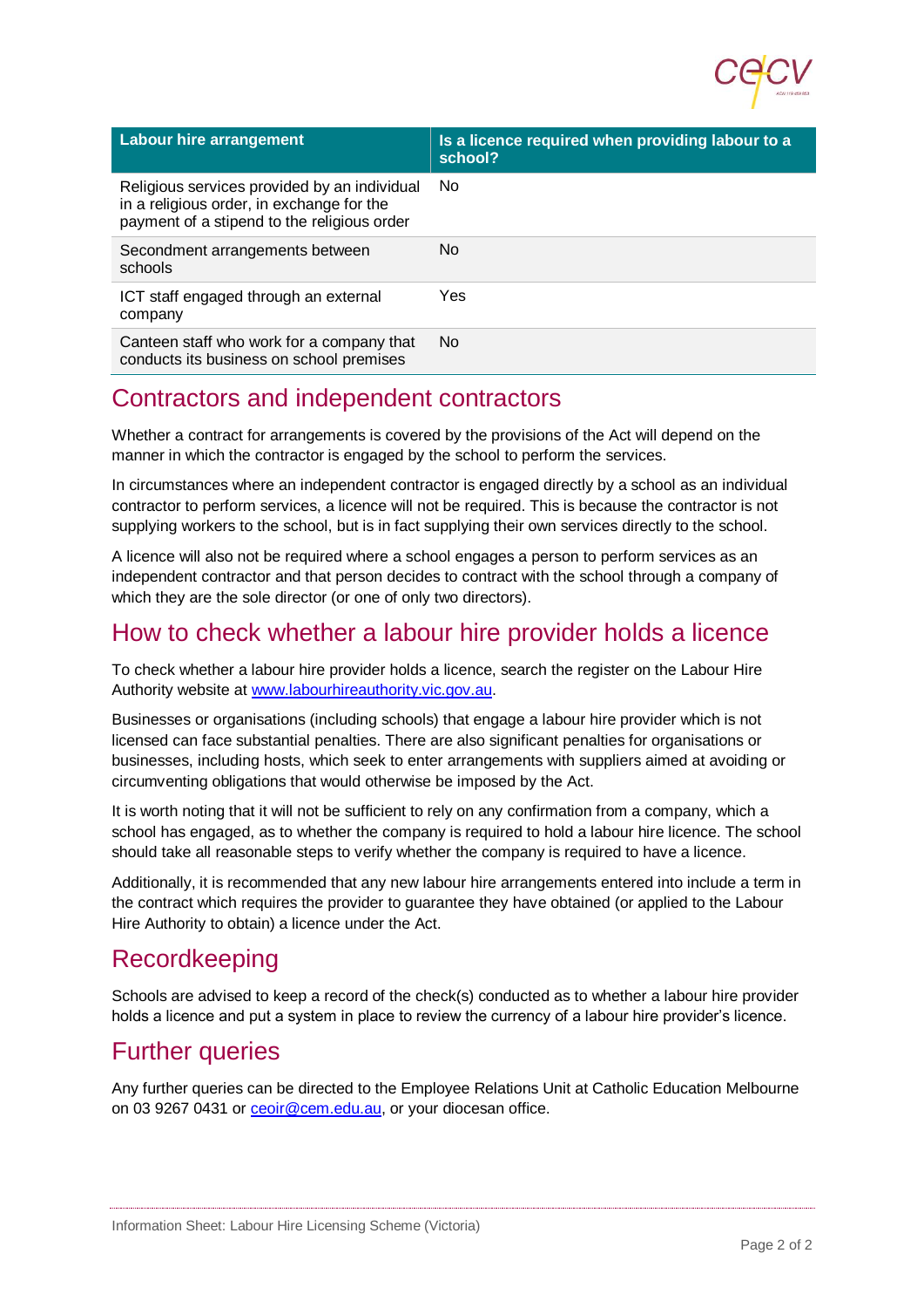| Labour hire arrangement | Is a licence required when providing labour to a school? |
|---|---|
| Religious services provided by an individual in a religious order, in exchange for the payment of a stipend to the religious order | No |
| Secondment arrangements between schools | No |
| ICT staff engaged through an external company | Yes |
| Canteen staff who work for a company that conducts its business on school premises | No |

## Contractors and independent contractors

Whether a contract for arrangements is covered by the provisions of the Act will depend on the manner in which the contractor is engaged by the school to perform the services.

In circumstances where an independent contractor is engaged directly by a school as an individual contractor to perform services, a licence will not be required. This is because the contractor is not supplying workers to the school, but is in fact supplying their own services directly to the school.

A licence will also not be required where a school engages a person to perform services as an independent contractor and that person decides to contract with the school through a company of which they are the sole director (or one of only two directors).

## How to check whether a labour hire provider holds a licence

To check whether a labour hire provider holds a licence, search the register on the Labour Hire Authority website at [www.labourhireauthority.vic.gov.au](http://www.labourhireauthority.vic.gov.au).

Businesses or organisations (including schools) that engage a labour hire provider which is not licensed can face substantial penalties. There are also significant penalties for organisations or businesses, including hosts, which seek to enter arrangements with suppliers aimed at avoiding or circumventing obligations that would otherwise be imposed by the Act.

It is worth noting that it will not be sufficient to rely on any confirmation from a company, which a school has engaged, as to whether the company is required to hold a labour hire licence. The school should take all reasonable steps to verify whether the company is required to have a licence.

Additionally, it is recommended that any new labour hire arrangements entered into include a term in the contract which requires the provider to guarantee they have obtained (or applied to the Labour Hire Authority to obtain) a licence under the Act.

## Recordkeeping

Schools are advised to keep a record of the check(s) conducted as to whether a labour hire provider holds a licence and put a system in place to review the currency of a labour hire provider's licence.

## Further queries

Any further queries can be directed to the Employee Relations Unit at Catholic Education Melbourne on 03 9267 0431 or [ceoir@cem.edu.au](mailto:ceoir@cem.edu.au), or your diocesan office.